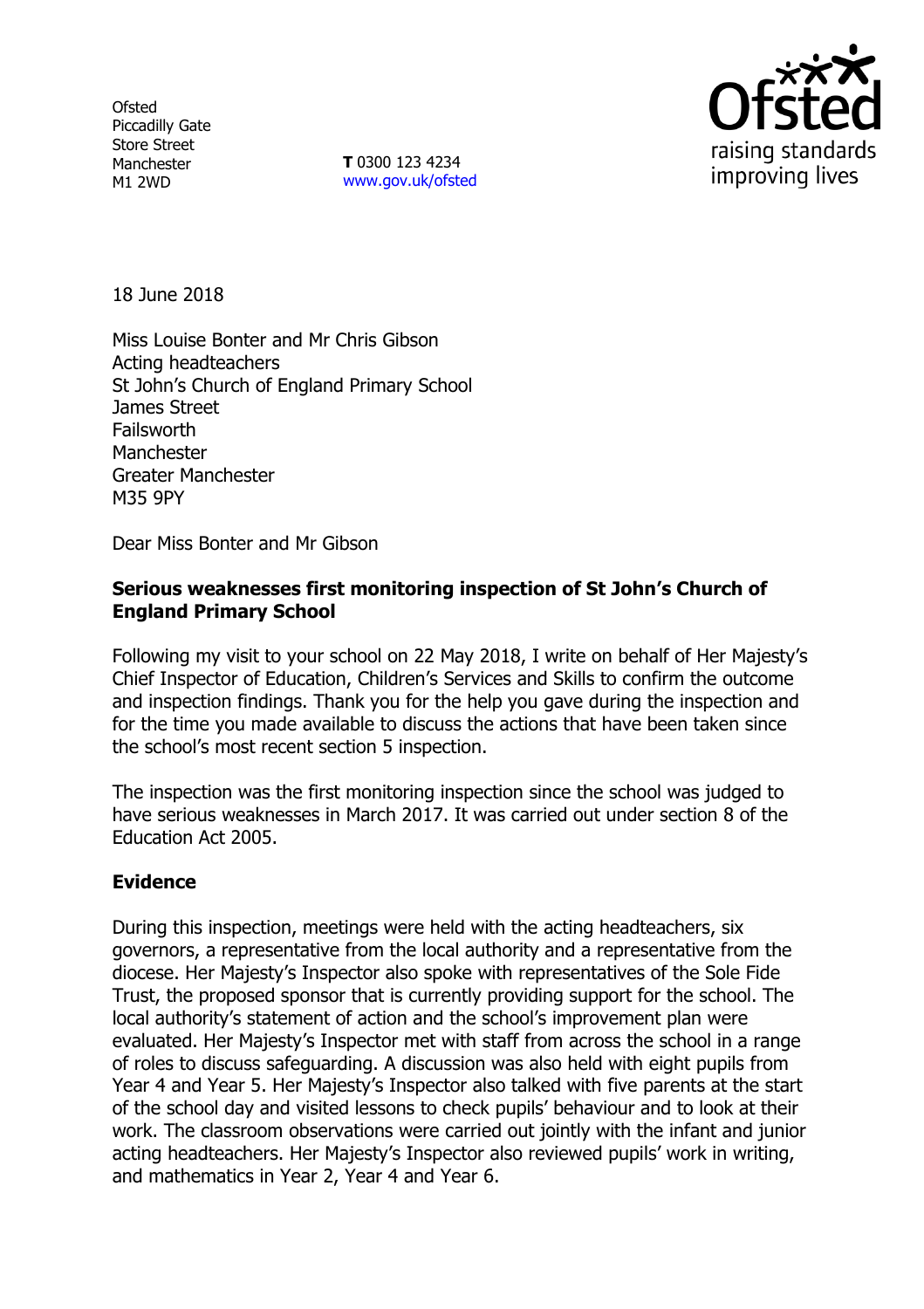Ofsted
Piccadilly Gate
Store Street
Manchester
M1 2WD

**T** 0300 123 4234
www.gov.uk/ofsted

raising standards
improving lives

18 June 2018

Miss Louise Bonter and Mr Chris Gibson
Acting headteachers
St John's Church of England Primary School
James Street
Failsworth
Manchester
Greater Manchester
M35 9PY

Dear Miss Bonter and Mr Gibson

**Serious weaknesses first monitoring inspection of St John's Church of England Primary School**

Following my visit to your school on 22 May 2018, I write on behalf of Her Majesty's Chief Inspector of Education, Children's Services and Skills to confirm the outcome and inspection findings. Thank you for the help you gave during the inspection and for the time you made available to discuss the actions that have been taken since the school's most recent section 5 inspection.

The inspection was the first monitoring inspection since the school was judged to have serious weaknesses in March 2017. It was carried out under section 8 of the Education Act 2005.

## Evidence

During this inspection, meetings were held with the acting headteachers, six governors, a representative from the local authority and a representative from the diocese. Her Majesty's Inspector also spoke with representatives of the Sole Fide Trust, the proposed sponsor that is currently providing support for the school. The local authority's statement of action and the school's improvement plan were evaluated. Her Majesty's Inspector met with staff from across the school in a range of roles to discuss safeguarding. A discussion was also held with eight pupils from Year 4 and Year 5. Her Majesty's Inspector also talked with five parents at the start of the school day and visited lessons to check pupils' behaviour and to look at their work. The classroom observations were carried out jointly with the infant and junior acting headteachers. Her Majesty's Inspector also reviewed pupils' work in writing, and mathematics in Year 2, Year 4 and Year 6.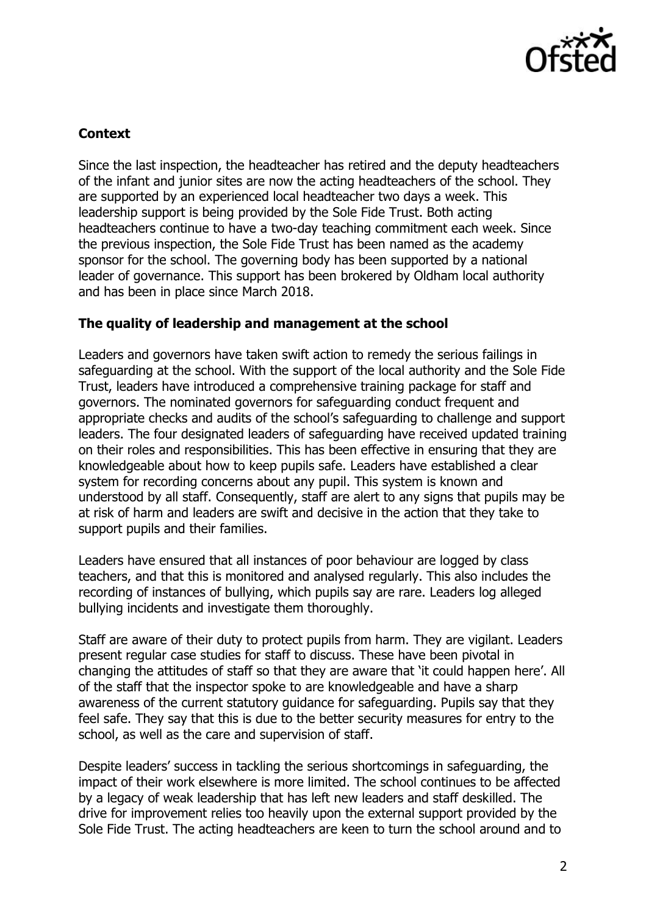**Context**

Since the last inspection, the headteacher has retired and the deputy headteachers of the infant and junior sites are now the acting headteachers of the school. They are supported by an experienced local headteacher two days a week. This leadership support is being provided by the Sole Fide Trust. Both acting headteachers continue to have a two-day teaching commitment each week. Since the previous inspection, the Sole Fide Trust has been named as the academy sponsor for the school. The governing body has been supported by a national leader of governance. This support has been brokered by Oldham local authority and has been in place since March 2018.

**The quality of leadership and management at the school**

Leaders and governors have taken swift action to remedy the serious failings in safeguarding at the school. With the support of the local authority and the Sole Fide Trust, leaders have introduced a comprehensive training package for staff and governors. The nominated governors for safeguarding conduct frequent and appropriate checks and audits of the school's safeguarding to challenge and support leaders. The four designated leaders of safeguarding have received updated training on their roles and responsibilities. This has been effective in ensuring that they are knowledgeable about how to keep pupils safe. Leaders have established a clear system for recording concerns about any pupil. This system is known and understood by all staff. Consequently, staff are alert to any signs that pupils may be at risk of harm and leaders are swift and decisive in the action that they take to support pupils and their families.

Leaders have ensured that all instances of poor behaviour are logged by class teachers, and that this is monitored and analysed regularly. This also includes the recording of instances of bullying, which pupils say are rare. Leaders log alleged bullying incidents and investigate them thoroughly.

Staff are aware of their duty to protect pupils from harm. They are vigilant. Leaders present regular case studies for staff to discuss. These have been pivotal in changing the attitudes of staff so that they are aware that 'it could happen here'. All of the staff that the inspector spoke to are knowledgeable and have a sharp awareness of the current statutory guidance for safeguarding. Pupils say that they feel safe. They say that this is due to the better security measures for entry to the school, as well as the care and supervision of staff.

Despite leaders' success in tackling the serious shortcomings in safeguarding, the impact of their work elsewhere is more limited. The school continues to be affected by a legacy of weak leadership that has left new leaders and staff deskilled. The drive for improvement relies too heavily upon the external support provided by the Sole Fide Trust. The acting headteachers are keen to turn the school around and to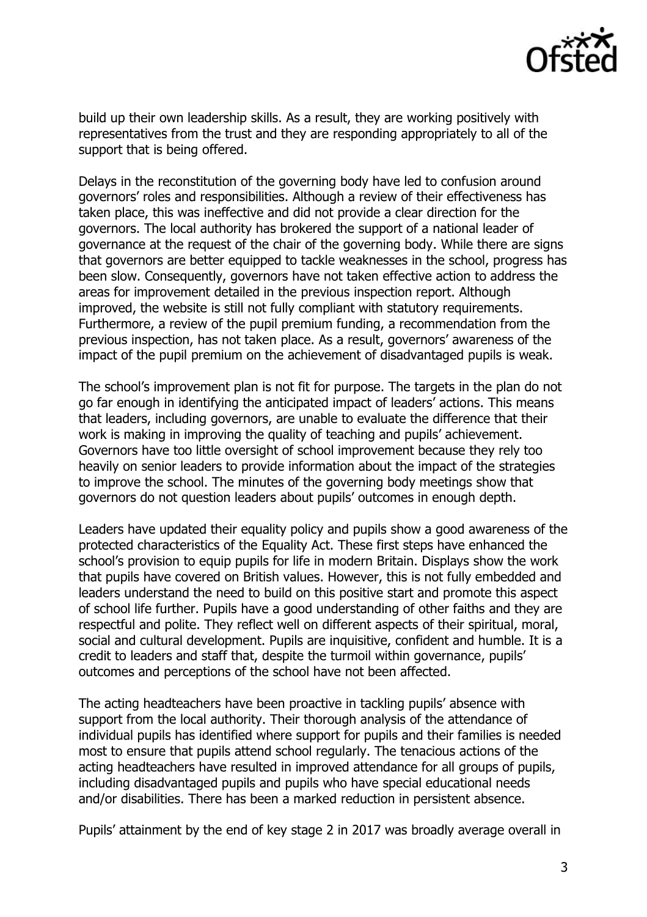build up their own leadership skills. As a result, they are working positively with representatives from the trust and they are responding appropriately to all of the support that is being offered.

Delays in the reconstitution of the governing body have led to confusion around governors' roles and responsibilities. Although a review of their effectiveness has taken place, this was ineffective and did not provide a clear direction for the governors. The local authority has brokered the support of a national leader of governance at the request of the chair of the governing body. While there are signs that governors are better equipped to tackle weaknesses in the school, progress has been slow. Consequently, governors have not taken effective action to address the areas for improvement detailed in the previous inspection report. Although improved, the website is still not fully compliant with statutory requirements. Furthermore, a review of the pupil premium funding, a recommendation from the previous inspection, has not taken place. As a result, governors' awareness of the impact of the pupil premium on the achievement of disadvantaged pupils is weak.

The school's improvement plan is not fit for purpose. The targets in the plan do not go far enough in identifying the anticipated impact of leaders' actions. This means that leaders, including governors, are unable to evaluate the difference that their work is making in improving the quality of teaching and pupils' achievement. Governors have too little oversight of school improvement because they rely too heavily on senior leaders to provide information about the impact of the strategies to improve the school. The minutes of the governing body meetings show that governors do not question leaders about pupils' outcomes in enough depth.

Leaders have updated their equality policy and pupils show a good awareness of the protected characteristics of the Equality Act. These first steps have enhanced the school's provision to equip pupils for life in modern Britain. Displays show the work that pupils have covered on British values. However, this is not fully embedded and leaders understand the need to build on this positive start and promote this aspect of school life further. Pupils have a good understanding of other faiths and they are respectful and polite. They reflect well on different aspects of their spiritual, moral, social and cultural development. Pupils are inquisitive, confident and humble. It is a credit to leaders and staff that, despite the turmoil within governance, pupils' outcomes and perceptions of the school have not been affected.

The acting headteachers have been proactive in tackling pupils' absence with support from the local authority. Their thorough analysis of the attendance of individual pupils has identified where support for pupils and their families is needed most to ensure that pupils attend school regularly. The tenacious actions of the acting headteachers have resulted in improved attendance for all groups of pupils, including disadvantaged pupils and pupils who have special educational needs and/or disabilities. There has been a marked reduction in persistent absence.

Pupils' attainment by the end of key stage 2 in 2017 was broadly average overall in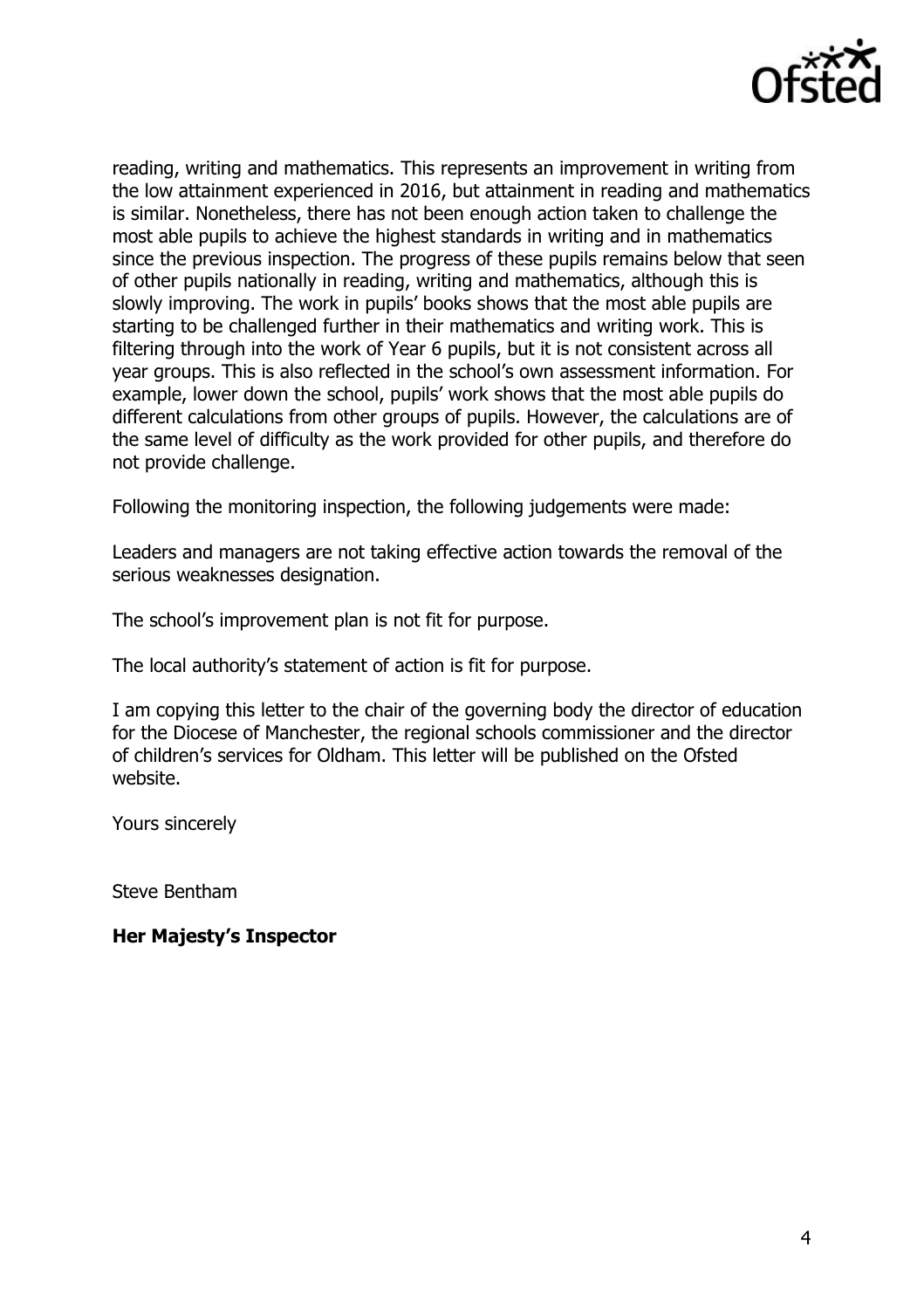reading, writing and mathematics. This represents an improvement in writing from the low attainment experienced in 2016, but attainment in reading and mathematics is similar. Nonetheless, there has not been enough action taken to challenge the most able pupils to achieve the highest standards in writing and in mathematics since the previous inspection. The progress of these pupils remains below that seen of other pupils nationally in reading, writing and mathematics, although this is slowly improving. The work in pupils' books shows that the most able pupils are starting to be challenged further in their mathematics and writing work. This is filtering through into the work of Year 6 pupils, but it is not consistent across all year groups. This is also reflected in the school's own assessment information. For example, lower down the school, pupils' work shows that the most able pupils do different calculations from other groups of pupils. However, the calculations are of the same level of difficulty as the work provided for other pupils, and therefore do not provide challenge.

Following the monitoring inspection, the following judgements were made:

Leaders and managers are not taking effective action towards the removal of the serious weaknesses designation.

The school's improvement plan is not fit for purpose.

The local authority's statement of action is fit for purpose.

I am copying this letter to the chair of the governing body the director of education for the Diocese of Manchester, the regional schools commissioner and the director of children's services for Oldham. This letter will be published on the Ofsted website.

Yours sincerely

Steve Bentham

**Her Majesty's Inspector**